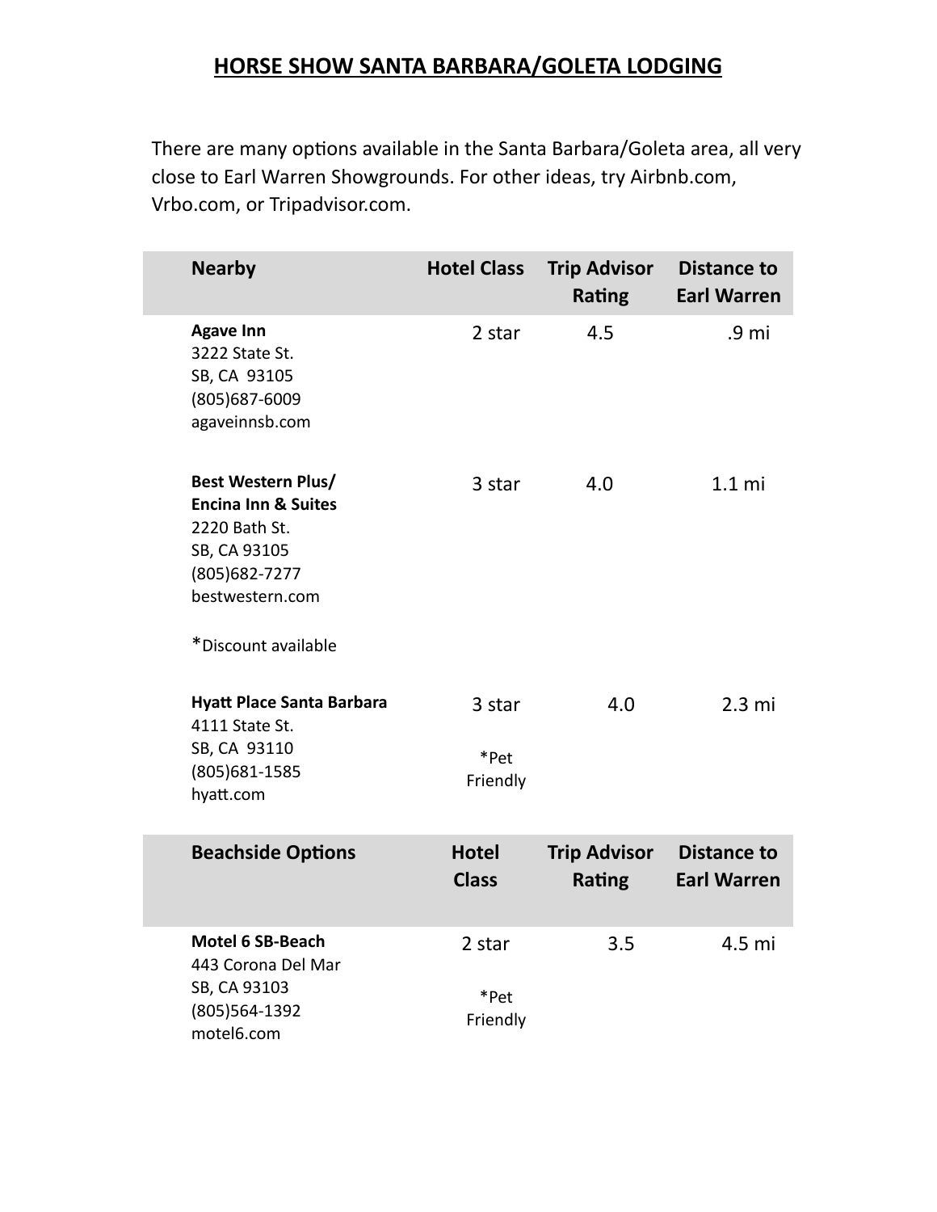## HORSE SHOW SANTA BARBARA/GOLETA LODGING

There are many options available in the Santa Barbara/Goleta area, all very close to Earl Warren Showgrounds. For other ideas, try Airbnb.com, Vrbo.com, or Tripadvisor.com.

| Nearby | Hotel Class | Trip Advisor Rating | Distance to Earl Warren |
|---|---|---|---|
| **Agave Inn**<br>3222 State St.<br>SB, CA 93105<br>(805)687-6009<br>agaveinnsb.com | 2 star | 4.5 | .9 mi |
| **Best Western Plus/ Encina Inn & Suites**<br>2220 Bath St.<br>SB, CA 93105<br>(805)682-7277<br>bestwestern.com<br><br>*Discount available | 3 star | 4.0 | 1.1 mi |
| **Hyatt Place Santa Barbara**<br>4111 State St.<br>SB, CA 93110<br>(805)681-1585<br>hyatt.com | 3 star<br><br>*Pet Friendly | 4.0 | 2.3 mi |

| Beachside Options | Hotel Class | Trip Advisor Rating | Distance to Earl Warren |
|---|---|---|---|
| **Motel 6 SB-Beach**<br>443 Corona Del Mar<br>SB, CA 93103<br>(805)564-1392<br>motel6.com | 2 star<br><br>*Pet Friendly | 3.5 | 4.5 mi |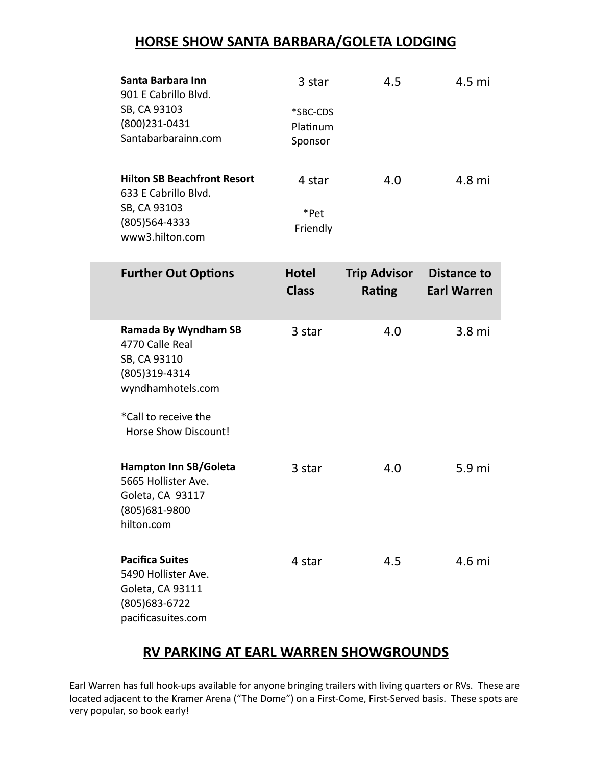## HORSE SHOW SANTA BARBARA/GOLETA LODGING

| | | | |
|---|---|---|---|
| **Santa Barbara Inn**<br>901 E Cabrillo Blvd.<br>SB, CA 93103<br>(800)231-0431<br>Santabarbarainn.com | 3 star<br>*SBC-CDS Platinum Sponsor | 4.5 | 4.5 mi |
| **Hilton SB Beachfront Resort**<br>633 E Cabrillo Blvd.<br>SB, CA 93103<br>(805)564-4333<br>www3.hilton.com | 4 star<br>*Pet Friendly | 4.0 | 4.8 mi |

| Further Out Options | Hotel Class | Trip Advisor Rating | Distance to Earl Warren |
|---|---|---|---|
| **Ramada By Wyndham SB**<br>4770 Calle Real<br>SB, CA 93110<br>(805)319-4314<br>wyndhamhotels.com<br><br>*Call to receive the Horse Show Discount! | 3 star | 4.0 | 3.8 mi |
| **Hampton Inn SB/Goleta**<br>5665 Hollister Ave.<br>Goleta, CA 93117<br>(805)681-9800<br>hilton.com | 3 star | 4.0 | 5.9 mi |
| **Pacifica Suites**<br>5490 Hollister Ave.<br>Goleta, CA 93111<br>(805)683-6722<br>pacificasuites.com | 4 star | 4.5 | 4.6 mi |

## RV PARKING AT EARL WARREN SHOWGROUNDS

Earl Warren has full hook-ups available for anyone bringing trailers with living quarters or RVs. These are located adjacent to the Kramer Arena ("The Dome") on a First-Come, First-Served basis. These spots are very popular, so book early!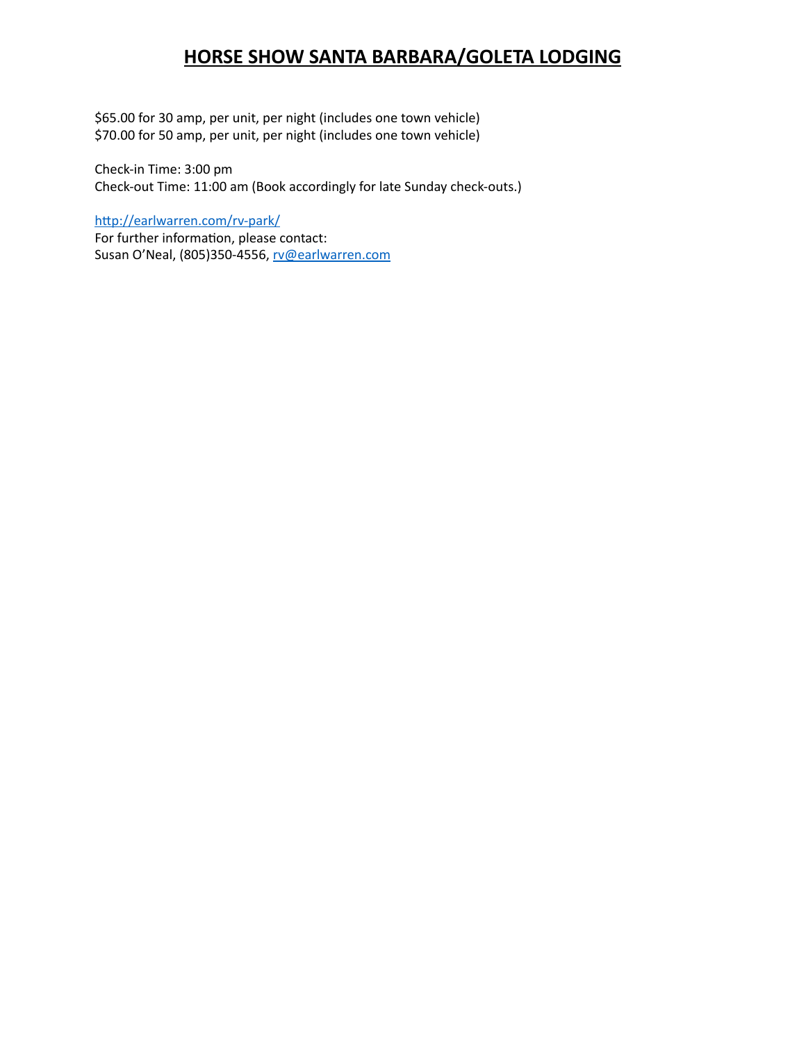# HORSE SHOW SANTA BARBARA/GOLETA LODGING

$65.00 for 30 amp, per unit, per night (includes one town vehicle)
$70.00 for 50 amp, per unit, per night (includes one town vehicle)

Check-in Time: 3:00 pm
Check-out Time: 11:00 am (Book accordingly for late Sunday check-outs.)

http://earlwarren.com/rv-park/
For further information, please contact:
Susan O'Neal, (805)350-4556, rv@earlwarren.com